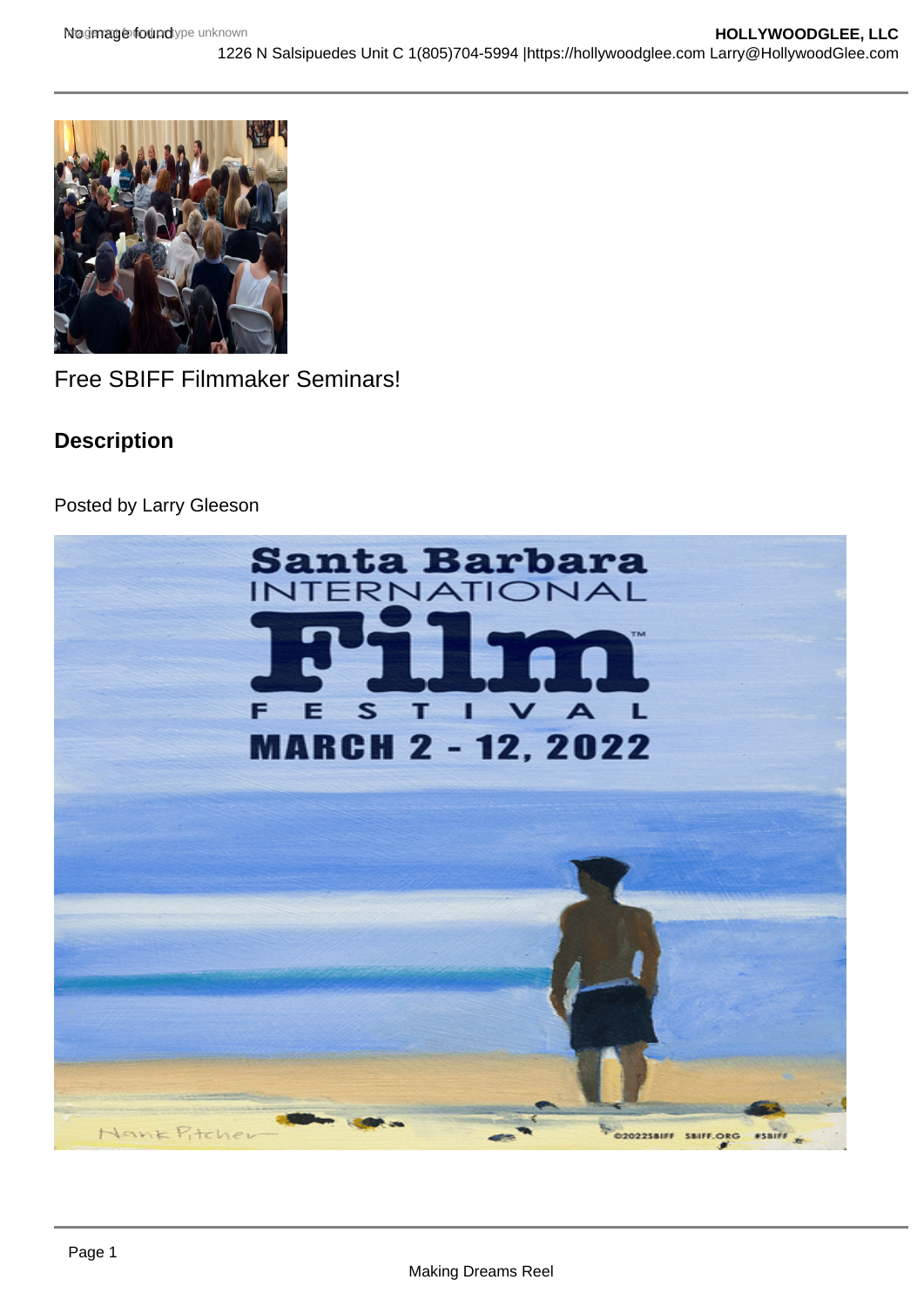Free SBIFF Filmmaker Seminars!

## Description

Posted by Larry Gleeson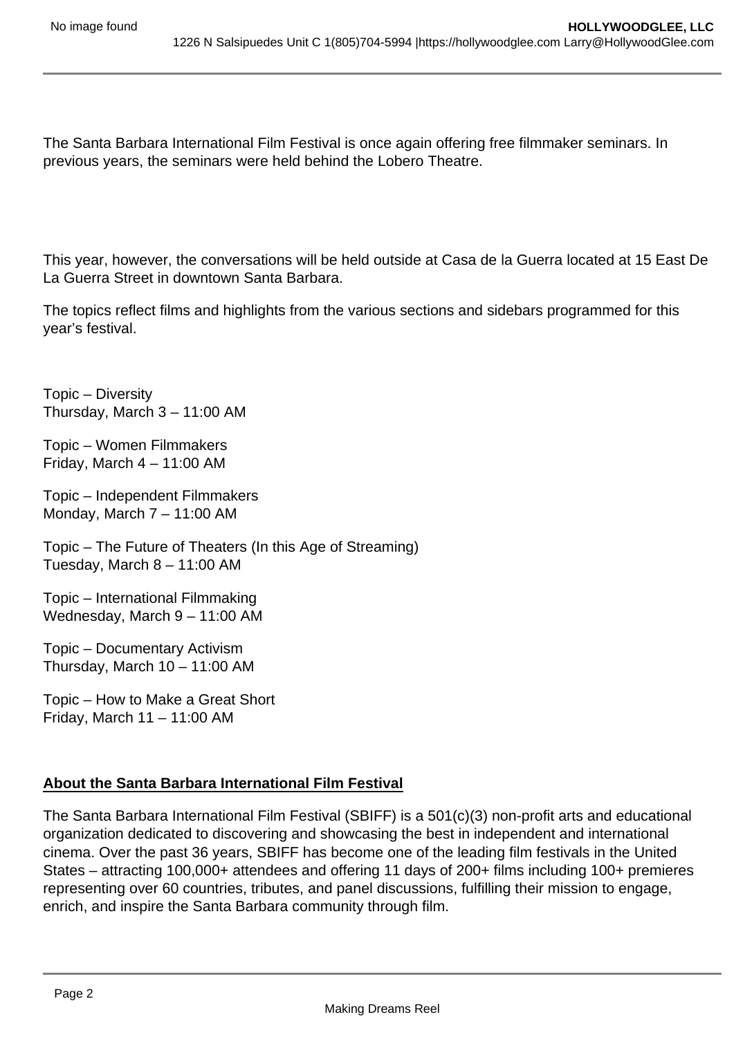The Santa Barbara International Film Festival is once again offering free filmmaker seminars. In previous years, the seminars were held behind the Lobero Theatre.

This year, however, the conversations will be held outside at Casa de la Guerra located at 15 East De La Guerra Street in downtown Santa Barbara.

The topics reflect films and highlights from the various sections and sidebars programmed for this year's festival.

Topic – Diversity  
Thursday, March 3 – 11:00 AM

Topic – Women Filmmakers  
Friday, March 4 – 11:00 AM

Topic – Independent Filmmakers  
Monday, March 7 – 11:00 AM

Topic – The Future of Theaters (In this Age of Streaming)  
Tuesday, March 8 – 11:00 AM

Topic – International Filmmaking  
Wednesday, March 9 – 11:00 AM

Topic – Documentary Activism  
Thursday, March 10 – 11:00 AM

Topic – How to Make a Great Short  
Friday, March 11 – 11:00 AM

**About the Santa Barbara International Film Festival**

The Santa Barbara International Film Festival (SBIFF) is a 501(c)(3) non-profit arts and educational organization dedicated to discovering and showcasing the best in independent and international cinema. Over the past 36 years, SBIFF has become one of the leading film festivals in the United States – attracting 100,000+ attendees and offering 11 days of 200+ films including 100+ premieres representing over 60 countries, tributes, and panel discussions, fulfilling their mission to engage, enrich, and inspire the Santa Barbara community through film.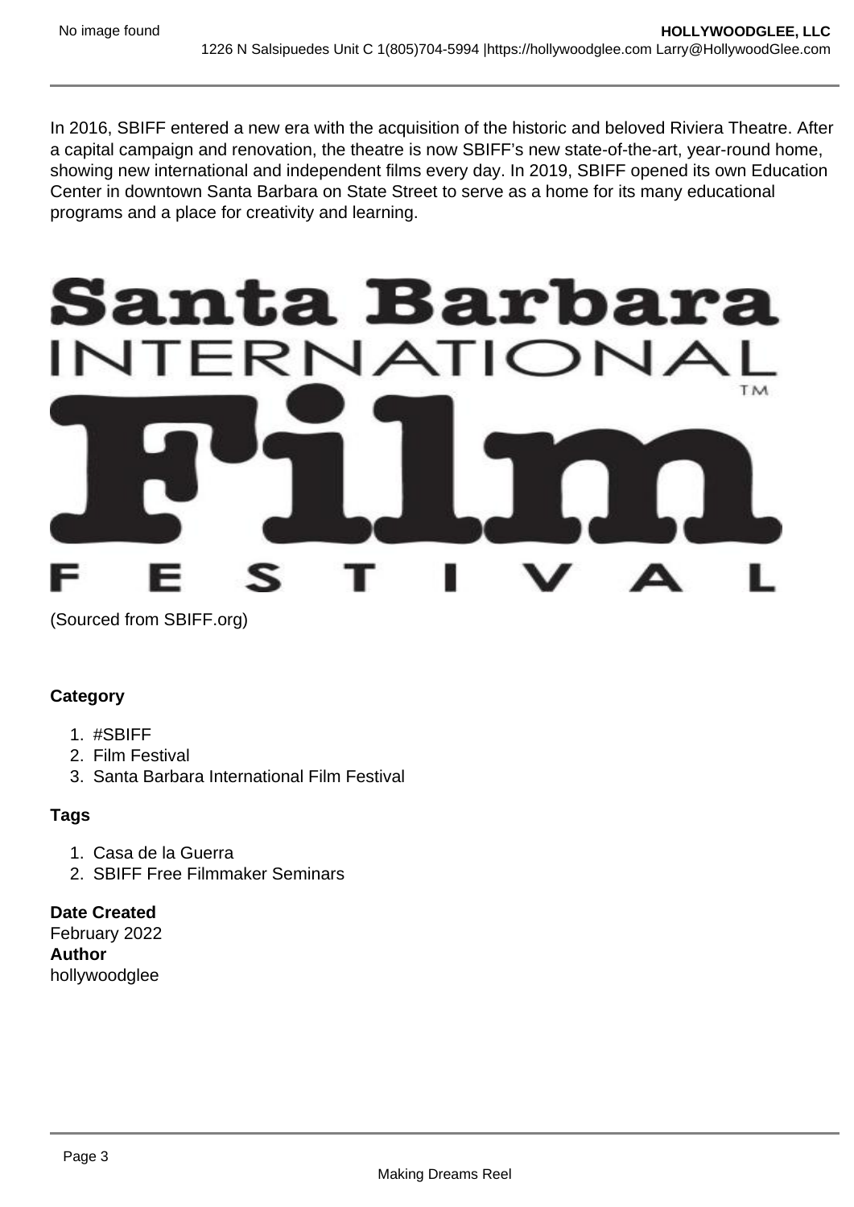In 2016, SBIFF entered a new era with the acquisition of the historic and beloved Riviera Theatre. After a capital campaign and renovation, the theatre is now SBIFF's new state-of-the-art, year-round home, showing new international and independent films every day. In 2019, SBIFF opened its own Education Center in downtown Santa Barbara on State Street to serve as a home for its many educational programs and a place for creativity and learning.

Santa Barbara INTERNATIONAL Film FESTIVAL

(Sourced from SBIFF.org)

**Category**

1. #SBIFF
2. Film Festival
3. Santa Barbara International Film Festival

**Tags**

1. Casa de la Guerra
2. SBIFF Free Filmmaker Seminars

**Date Created**
February 2022
**Author**
hollywoodglee